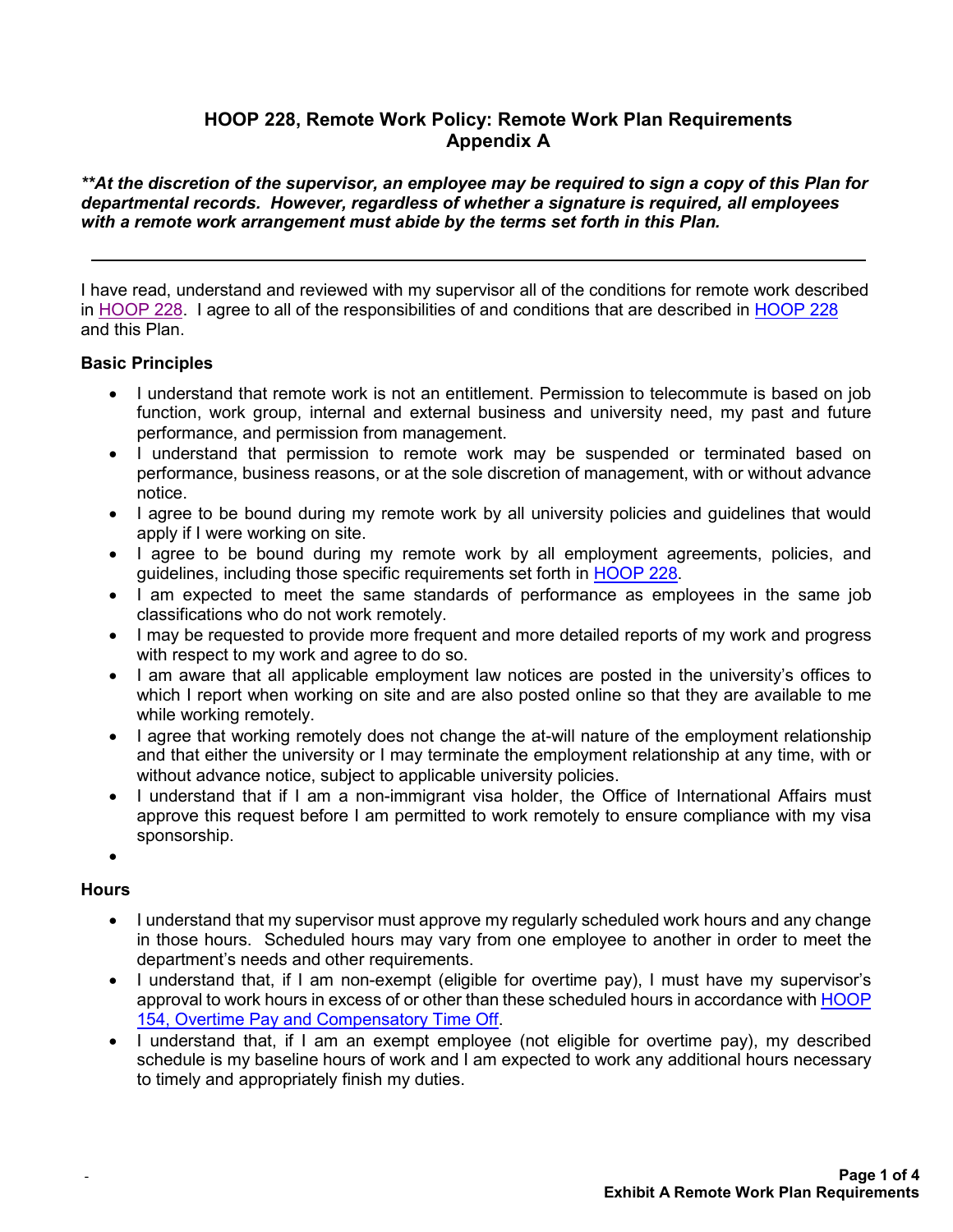# HOOP 228, Remote Work Policy: Remote Work Plan Requirements
## Appendix A

***At the discretion of the supervisor, an employee may be required to sign a copy of this Plan for departmental records. However, regardless of whether a signature is required, all employees with a remote work arrangement must abide by the terms set forth in this Plan.***

---

I have read, understand and reviewed with my supervisor all of the conditions for remote work described in HOOP 228. I agree to all of the responsibilities of and conditions that are described in HOOP 228 and this Plan.

**Basic Principles**

- I understand that remote work is not an entitlement. Permission to telecommute is based on job function, work group, internal and external business and university need, my past and future performance, and permission from management.
- I understand that permission to remote work may be suspended or terminated based on performance, business reasons, or at the sole discretion of management, with or without advance notice.
- I agree to be bound during my remote work by all university policies and guidelines that would apply if I were working on site.
- I agree to be bound during my remote work by all employment agreements, policies, and guidelines, including those specific requirements set forth in HOOP 228.
- I am expected to meet the same standards of performance as employees in the same job classifications who do not work remotely.
- I may be requested to provide more frequent and more detailed reports of my work and progress with respect to my work and agree to do so.
- I am aware that all applicable employment law notices are posted in the university's offices to which I report when working on site and are also posted online so that they are available to me while working remotely.
- I agree that working remotely does not change the at-will nature of the employment relationship and that either the university or I may terminate the employment relationship at any time, with or without advance notice, subject to applicable university policies.
- I understand that if I am a non-immigrant visa holder, the Office of International Affairs must approve this request before I am permitted to work remotely to ensure compliance with my visa sponsorship.
-

**Hours**

- I understand that my supervisor must approve my regularly scheduled work hours and any change in those hours. Scheduled hours may vary from one employee to another in order to meet the department's needs and other requirements.
- I understand that, if I am non-exempt (eligible for overtime pay), I must have my supervisor's approval to work hours in excess of or other than these scheduled hours in accordance with HOOP 154, Overtime Pay and Compensatory Time Off.
- I understand that, if I am an exempt employee (not eligible for overtime pay), my described schedule is my baseline hours of work and I am expected to work any additional hours necessary to timely and appropriately finish my duties.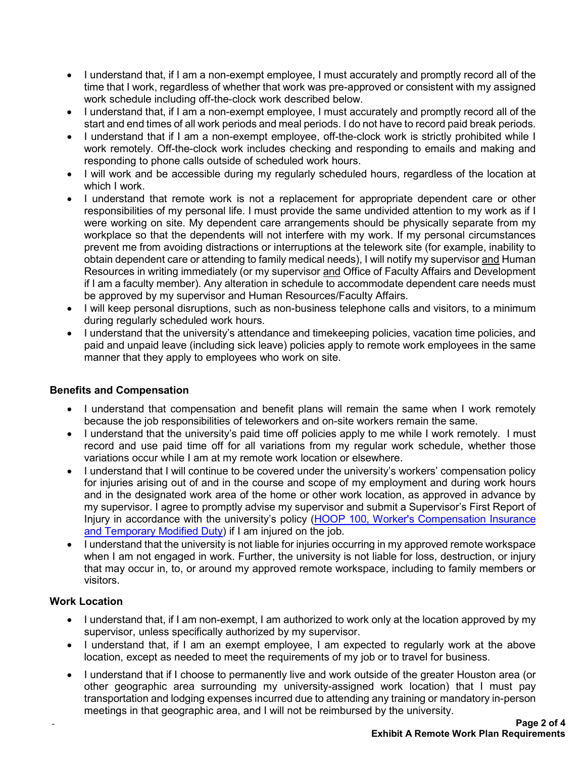- I understand that, if I am a non-exempt employee, I must accurately and promptly record all of the time that I work, regardless of whether that work was pre-approved or consistent with my assigned work schedule including off-the-clock work described below.
- I understand that, if I am a non-exempt employee, I must accurately and promptly record all of the start and end times of all work periods and meal periods. I do not have to record paid break periods.
- I understand that if I am a non-exempt employee, off-the-clock work is strictly prohibited while I work remotely. Off-the-clock work includes checking and responding to emails and making and responding to phone calls outside of scheduled work hours.
- I will work and be accessible during my regularly scheduled hours, regardless of the location at which I work.
- I understand that remote work is not a replacement for appropriate dependent care or other responsibilities of my personal life. I must provide the same undivided attention to my work as if I were working on site. My dependent care arrangements should be physically separate from my workplace so that the dependents will not interfere with my work. If my personal circumstances prevent me from avoiding distractions or interruptions at the telework site (for example, inability to obtain dependent care or attending to family medical needs), I will notify my supervisor <u>and</u> Human Resources in writing immediately (or my supervisor <u>and</u> Office of Faculty Affairs and Development if I am a faculty member). Any alteration in schedule to accommodate dependent care needs must be approved by my supervisor and Human Resources/Faculty Affairs.
- I will keep personal disruptions, such as non-business telephone calls and visitors, to a minimum during regularly scheduled work hours.
- I understand that the university's attendance and timekeeping policies, vacation time policies, and paid and unpaid leave (including sick leave) policies apply to remote work employees in the same manner that they apply to employees who work on site.

**Benefits and Compensation**

- I understand that compensation and benefit plans will remain the same when I work remotely because the job responsibilities of teleworkers and on-site workers remain the same.
- I understand that the university's paid time off policies apply to me while I work remotely. I must record and use paid time off for all variations from my regular work schedule, whether those variations occur while I am at my remote work location or elsewhere.
- I understand that I will continue to be covered under the university's workers' compensation policy for injuries arising out of and in the course and scope of my employment and during work hours and in the designated work area of the home or other work location, as approved in advance by my supervisor. I agree to promptly advise my supervisor and submit a Supervisor's First Report of Injury in accordance with the university's policy (HOOP 100, Worker's Compensation Insurance and Temporary Modified Duty) if I am injured on the job.
- I understand that the university is not liable for injuries occurring in my approved remote workspace when I am not engaged in work. Further, the university is not liable for loss, destruction, or injury that may occur in, to, or around my approved remote workspace, including to family members or visitors.

**Work Location**

- I understand that, if I am non-exempt, I am authorized to work only at the location approved by my supervisor, unless specifically authorized by my supervisor.
- I understand that, if I am an exempt employee, I am expected to regularly work at the above location, except as needed to meet the requirements of my job or to travel for business.
- I understand that if I choose to permanently live and work outside of the greater Houston area (or other geographic area surrounding my university-assigned work location) that I must pay transportation and lodging expenses incurred due to attending any training or mandatory in-person meetings in that geographic area, and I will not be reimbursed by the university.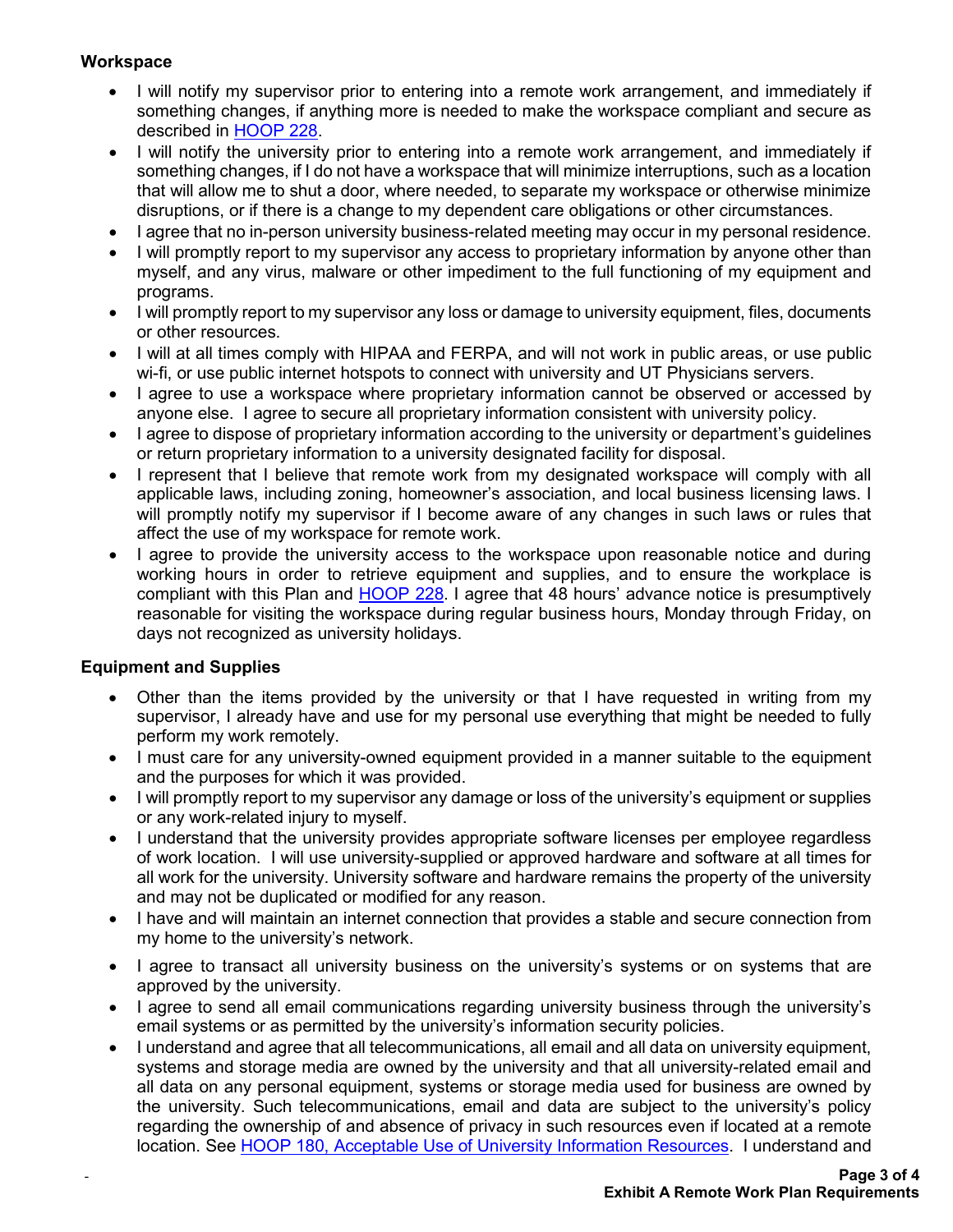**Workspace**

- I will notify my supervisor prior to entering into a remote work arrangement, and immediately if something changes, if anything more is needed to make the workspace compliant and secure as described in HOOP 228.
- I will notify the university prior to entering into a remote work arrangement, and immediately if something changes, if I do not have a workspace that will minimize interruptions, such as a location that will allow me to shut a door, where needed, to separate my workspace or otherwise minimize disruptions, or if there is a change to my dependent care obligations or other circumstances.
- I agree that no in-person university business-related meeting may occur in my personal residence.
- I will promptly report to my supervisor any access to proprietary information by anyone other than myself, and any virus, malware or other impediment to the full functioning of my equipment and programs.
- I will promptly report to my supervisor any loss or damage to university equipment, files, documents or other resources.
- I will at all times comply with HIPAA and FERPA, and will not work in public areas, or use public wi-fi, or use public internet hotspots to connect with university and UT Physicians servers.
- I agree to use a workspace where proprietary information cannot be observed or accessed by anyone else. I agree to secure all proprietary information consistent with university policy.
- I agree to dispose of proprietary information according to the university or department's guidelines or return proprietary information to a university designated facility for disposal.
- I represent that I believe that remote work from my designated workspace will comply with all applicable laws, including zoning, homeowner's association, and local business licensing laws. I will promptly notify my supervisor if I become aware of any changes in such laws or rules that affect the use of my workspace for remote work.
- I agree to provide the university access to the workspace upon reasonable notice and during working hours in order to retrieve equipment and supplies, and to ensure the workplace is compliant with this Plan and HOOP 228. I agree that 48 hours' advance notice is presumptively reasonable for visiting the workspace during regular business hours, Monday through Friday, on days not recognized as university holidays.

**Equipment and Supplies**

- Other than the items provided by the university or that I have requested in writing from my supervisor, I already have and use for my personal use everything that might be needed to fully perform my work remotely.
- I must care for any university-owned equipment provided in a manner suitable to the equipment and the purposes for which it was provided.
- I will promptly report to my supervisor any damage or loss of the university's equipment or supplies or any work-related injury to myself.
- I understand that the university provides appropriate software licenses per employee regardless of work location. I will use university-supplied or approved hardware and software at all times for all work for the university. University software and hardware remains the property of the university and may not be duplicated or modified for any reason.
- I have and will maintain an internet connection that provides a stable and secure connection from my home to the university's network.
- I agree to transact all university business on the university's systems or on systems that are approved by the university.
- I agree to send all email communications regarding university business through the university's email systems or as permitted by the university's information security policies.
- I understand and agree that all telecommunications, all email and all data on university equipment, systems and storage media are owned by the university and that all university-related email and all data on any personal equipment, systems or storage media used for business are owned by the university. Such telecommunications, email and data are subject to the university's policy regarding the ownership of and absence of privacy in such resources even if located at a remote location. See HOOP 180, Acceptable Use of University Information Resources. I understand and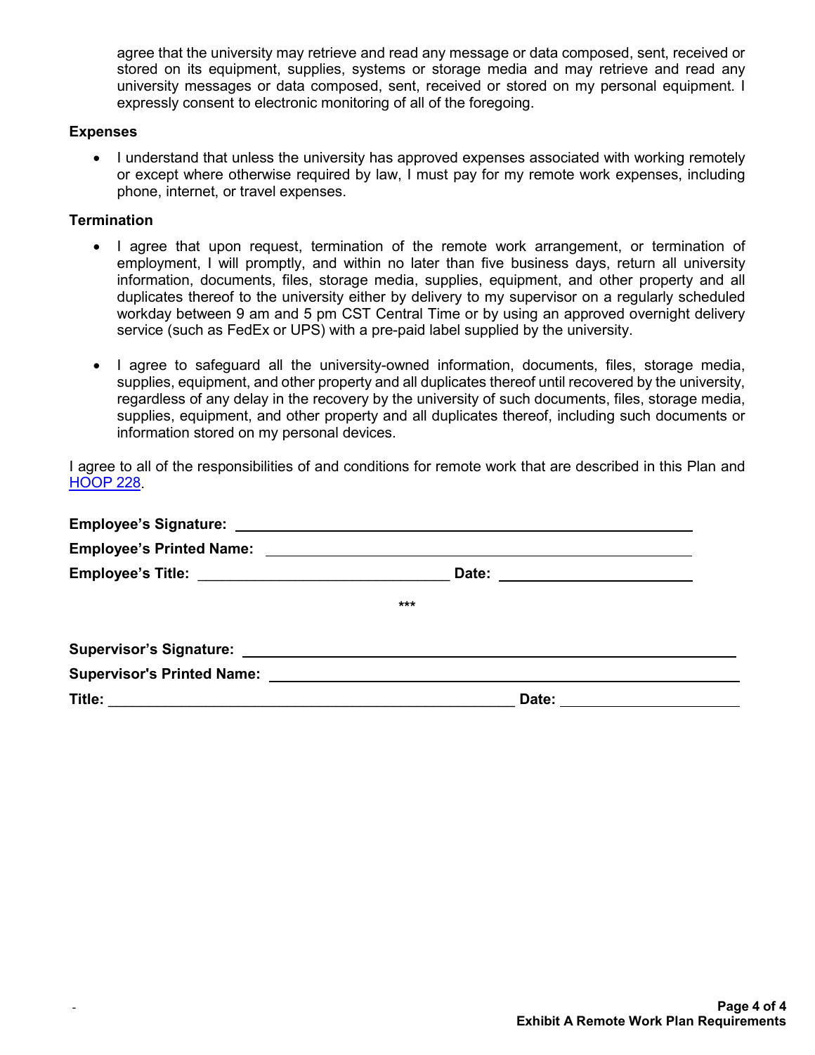agree that the university may retrieve and read any message or data composed, sent, received or stored on its equipment, supplies, systems or storage media and may retrieve and read any university messages or data composed, sent, received or stored on my personal equipment. I expressly consent to electronic monitoring of all of the foregoing.

**Expenses**

- I understand that unless the university has approved expenses associated with working remotely or except where otherwise required by law, I must pay for my remote work expenses, including phone, internet, or travel expenses.

**Termination**

- I agree that upon request, termination of the remote work arrangement, or termination of employment, I will promptly, and within no later than five business days, return all university information, documents, files, storage media, supplies, equipment, and other property and all duplicates thereof to the university either by delivery to my supervisor on a regularly scheduled workday between 9 am and 5 pm CST Central Time or by using an approved overnight delivery service (such as FedEx or UPS) with a pre-paid label supplied by the university.

- I agree to safeguard all the university-owned information, documents, files, storage media, supplies, equipment, and other property and all duplicates thereof until recovered by the university, regardless of any delay in the recovery by the university of such documents, files, storage media, supplies, equipment, and other property and all duplicates thereof, including such documents or information stored on my personal devices.

I agree to all of the responsibilities of and conditions for remote work that are described in this Plan and HOOP 228.

**Employee's Signature:** ______________________________

**Employee's Printed Name:** ______________________________

**Employee's Title:** ______________________________ **Date:** ______________________________

***

**Supervisor's Signature:** ______________________________

**Supervisor's Printed Name:** ______________________________

**Title:** ______________________________ **Date:** ______________________________

**Exhibit A Remote Work Plan Requirements**